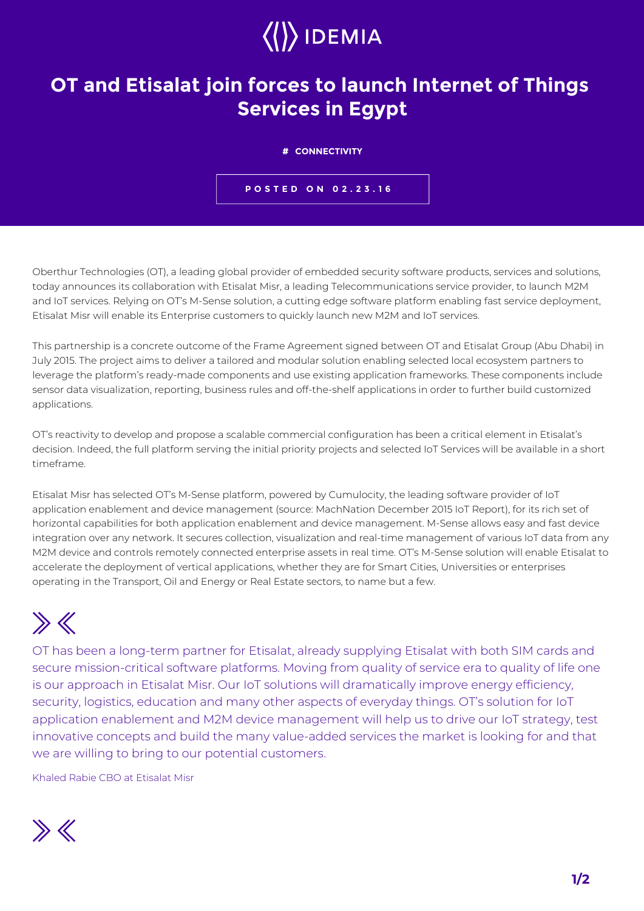IDEMIA

# OT and Etisalat join forces to launch Internet of Things Services in Egypt

# CONNECTIVITY

POSTED ON 02.23.16

Oberthur Technologies (OT), a leading global provider of embedded security software products, services and solutions, today announces its collaboration with Etisalat Misr, a leading Telecommunications service provider, to launch M2M and IoT services. Relying on OT's M-Sense solution, a cutting edge software platform enabling fast service deployment, Etisalat Misr will enable its Enterprise customers to quickly launch new M2M and IoT services.

This partnership is a concrete outcome of the Frame Agreement signed between OT and Etisalat Group (Abu Dhabi) in July 2015. The project aims to deliver a tailored and modular solution enabling selected local ecosystem partners to leverage the platform's ready-made components and use existing application frameworks. These components include sensor data visualization, reporting, business rules and off-the-shelf applications in order to further build customized applications.

OT's reactivity to develop and propose a scalable commercial configuration has been a critical element in Etisalat's decision. Indeed, the full platform serving the initial priority projects and selected IoT Services will be available in a short timeframe.

Etisalat Misr has selected OT's M-Sense platform, powered by Cumulocity, the leading software provider of IoT application enablement and device management (source: MachNation December 2015 IoT Report), for its rich set of horizontal capabilities for both application enablement and device management. M-Sense allows easy and fast device integration over any network. It secures collection, visualization and real-time management of various IoT data from any M2M device and controls remotely connected enterprise assets in real time. OT's M-Sense solution will enable Etisalat to accelerate the deployment of vertical applications, whether they are for Smart Cities, Universities or enterprises operating in the Transport, Oil and Energy or Real Estate sectors, to name but a few.

> OT has been a long-term partner for Etisalat, already supplying Etisalat with both SIM cards and secure mission-critical software platforms. Moving from quality of service era to quality of life one is our approach in Etisalat Misr. Our IoT solutions will dramatically improve energy efficiency, security, logistics, education and many other aspects of everyday things. OT's solution for IoT application enablement and M2M device management will help us to drive our IoT strategy, test innovative concepts and build the many value-added services the market is looking for and that we are willing to bring to our potential customers.
>
> Khaled Rabie CBO at Etisalat Misr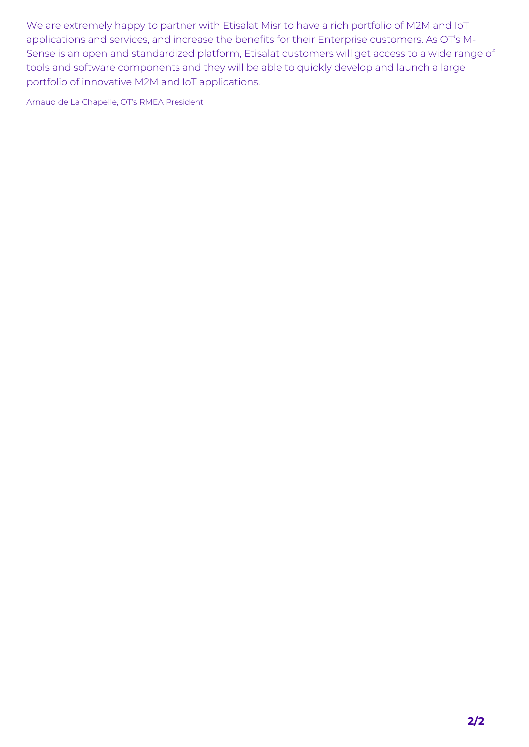We are extremely happy to partner with Etisalat Misr to have a rich portfolio of M2M and IoT applications and services, and increase the benefits for their Enterprise customers. As OT's M-Sense is an open and standardized platform, Etisalat customers will get access to a wide range of tools and software components and they will be able to quickly develop and launch a large portfolio of innovative M2M and IoT applications.

Arnaud de La Chapelle, OT's RMEA President